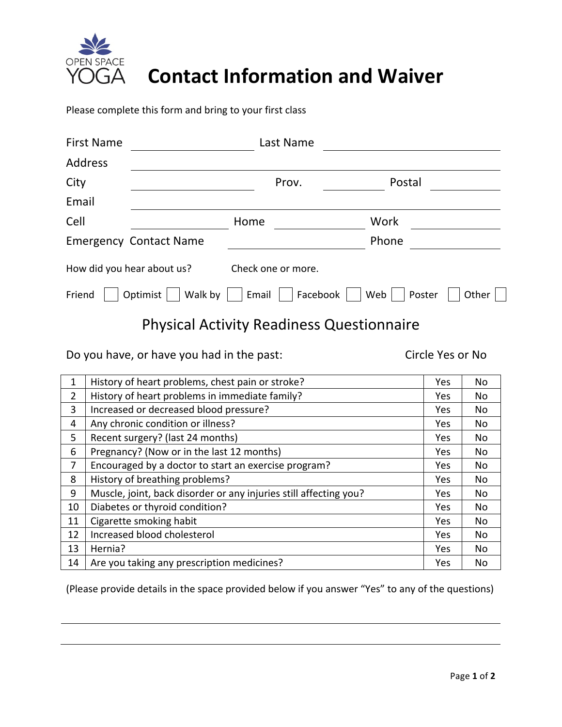OPEN SPACE YOGA

# Contact Information and Waiver

Please complete this form and bring to your first class

First Name ____________________ Last Name ______________________________

Address ______________________________________________________________

City ____________________ Prov. __________ Postal __________

Email ________________________________________________________________

Cell ________________ Home ______________ Work ______________

Emergency Contact Name ____________________ Phone ______________

How did you hear about us? Check one or more.

Friend ☐ Optimist ☐ Walk by ☐ Email ☐ Facebook ☐ Web ☐ Poster ☐ Other ☐

## Physical Activity Readiness Questionnaire

Do you have, or have you had in the past: Circle Yes or No

| | | | |
|---|---|---|---|
| 1 | History of heart problems, chest pain or stroke? | Yes | No |
| 2 | History of heart problems in immediate family? | Yes | No |
| 3 | Increased or decreased blood pressure? | Yes | No |
| 4 | Any chronic condition or illness? | Yes | No |
| 5 | Recent surgery? (last 24 months) | Yes | No |
| 6 | Pregnancy? (Now or in the last 12 months) | Yes | No |
| 7 | Encouraged by a doctor to start an exercise program? | Yes | No |
| 8 | History of breathing problems? | Yes | No |
| 9 | Muscle, joint, back disorder or any injuries still affecting you? | Yes | No |
| 10 | Diabetes or thyroid condition? | Yes | No |
| 11 | Cigarette smoking habit | Yes | No |
| 12 | Increased blood cholesterol | Yes | No |
| 13 | Hernia? | Yes | No |
| 14 | Are you taking any prescription medicines? | Yes | No |

(Please provide details in the space provided below if you answer "Yes" to any of the questions)

______________________________________________________________________

______________________________________________________________________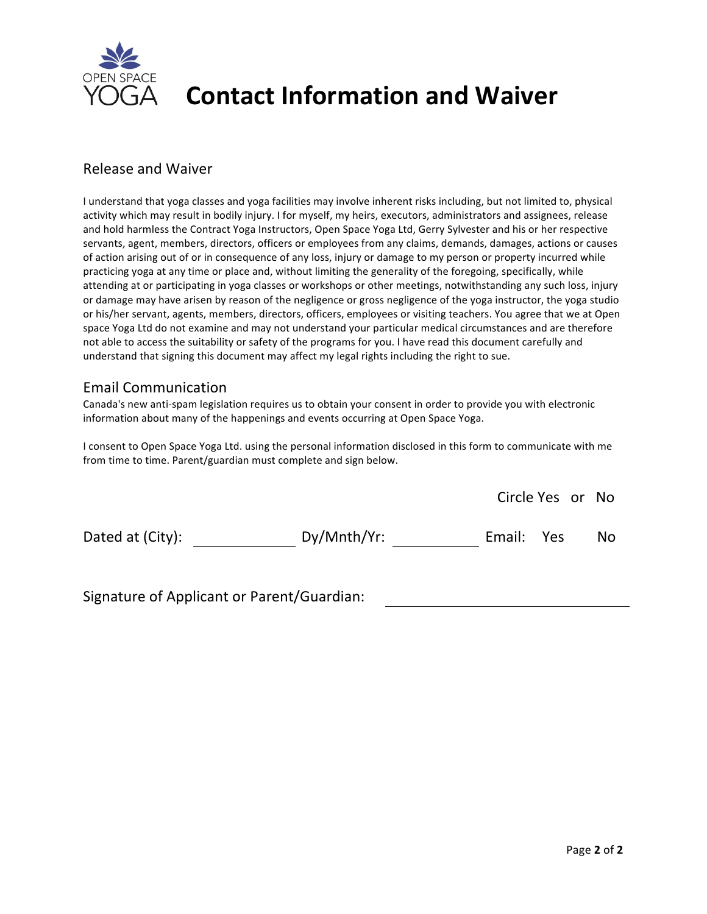OPEN SPACE YOGA

# Contact Information and Waiver

## Release and Waiver

I understand that yoga classes and yoga facilities may involve inherent risks including, but not limited to, physical activity which may result in bodily injury. I for myself, my heirs, executors, administrators and assignees, release and hold harmless the Contract Yoga Instructors, Open Space Yoga Ltd, Gerry Sylvester and his or her respective servants, agent, members, directors, officers or employees from any claims, demands, damages, actions or causes of action arising out of or in consequence of any loss, injury or damage to my person or property incurred while practicing yoga at any time or place and, without limiting the generality of the foregoing, specifically, while attending at or participating in yoga classes or workshops or other meetings, notwithstanding any such loss, injury or damage may have arisen by reason of the negligence or gross negligence of the yoga instructor, the yoga studio or his/her servant, agents, members, directors, officers, employees or visiting teachers. You agree that we at Open space Yoga Ltd do not examine and may not understand your particular medical circumstances and are therefore not able to access the suitability or safety of the programs for you. I have read this document carefully and understand that signing this document may affect my legal rights including the right to sue.

## Email Communication

Canada's new anti-spam legislation requires us to obtain your consent in order to provide you with electronic information about many of the happenings and events occurring at Open Space Yoga.

I consent to Open Space Yoga Ltd. using the personal information disclosed in this form to communicate with me from time to time. Parent/guardian must complete and sign below.

Circle Yes or No

Dated at (City): ______________ Dy/Mnth/Yr: ____________ Email: Yes No

Signature of Applicant or Parent/Guardian: ________________________________